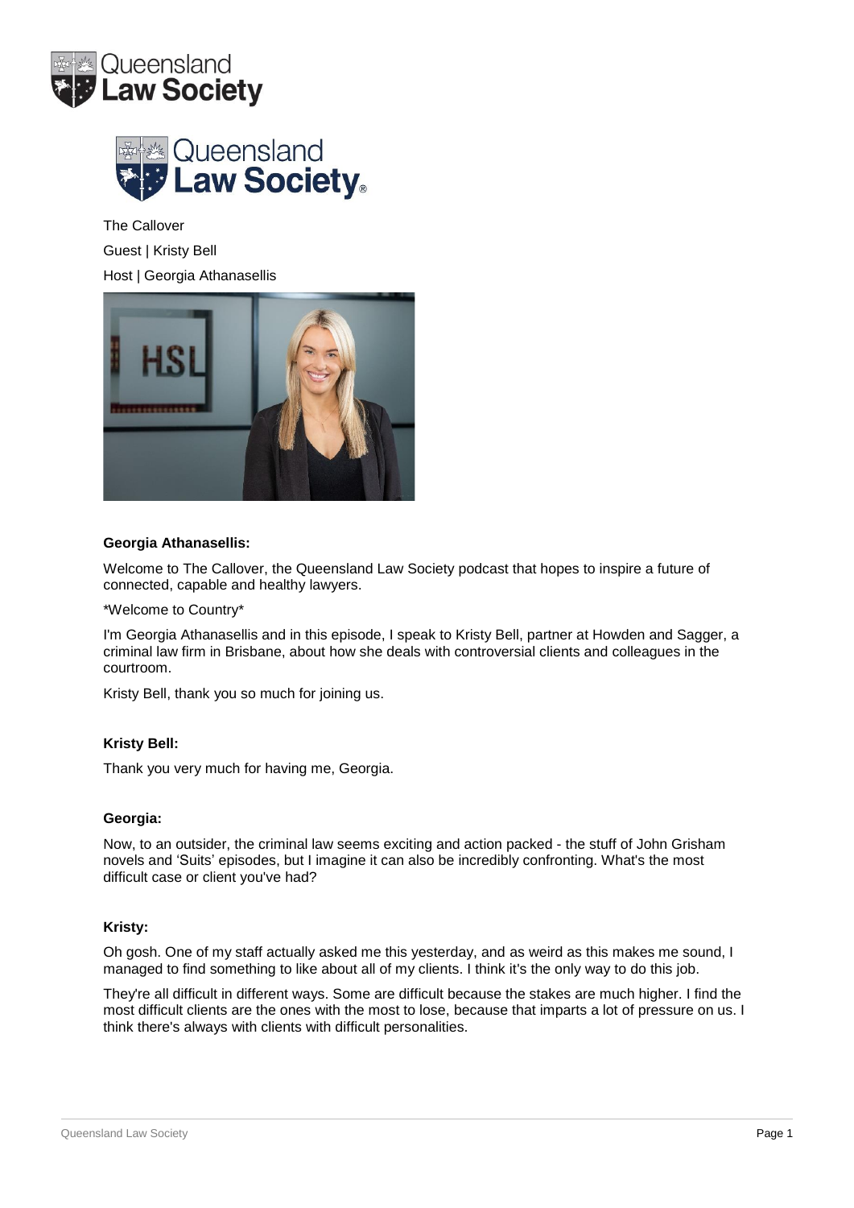The Callover

Guest | Kristy Bell

Host | Georgia Athanasellis

**Georgia Athanasellis:**

Welcome to The Callover, the Queensland Law Society podcast that hopes to inspire a future of connected, capable and healthy lawyers.

*Welcome to Country*

I'm Georgia Athanasellis and in this episode, I speak to Kristy Bell, partner at Howden and Sagger, a criminal law firm in Brisbane, about how she deals with controversial clients and colleagues in the courtroom.

Kristy Bell, thank you so much for joining us.

**Kristy Bell:**

Thank you very much for having me, Georgia.

**Georgia:**

Now, to an outsider, the criminal law seems exciting and action packed - the stuff of John Grisham novels and 'Suits' episodes, but I imagine it can also be incredibly confronting. What's the most difficult case or client you've had?

**Kristy:**

Oh gosh. One of my staff actually asked me this yesterday, and as weird as this makes me sound, I managed to find something to like about all of my clients. I think it's the only way to do this job.

They're all difficult in different ways. Some are difficult because the stakes are much higher. I find the most difficult clients are the ones with the most to lose, because that imparts a lot of pressure on us. I think there's always with clients with difficult personalities.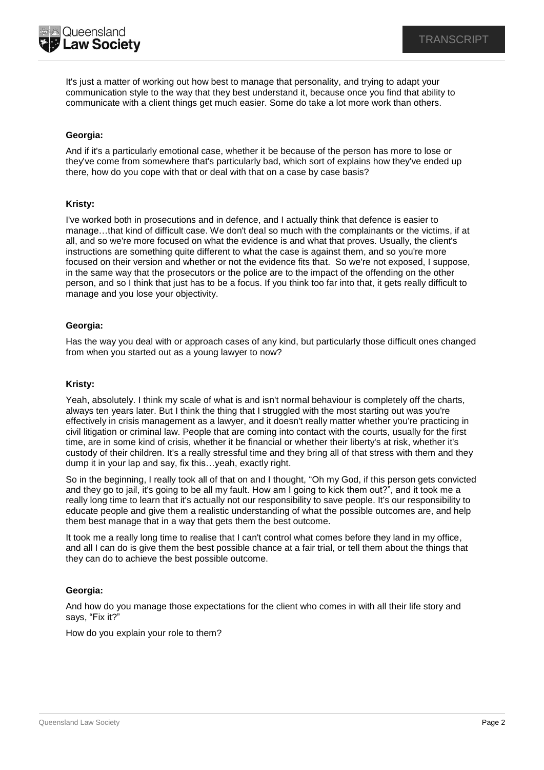It's just a matter of working out how best to manage that personality, and trying to adapt your communication style to the way that they best understand it, because once you find that ability to communicate with a client things get much easier. Some do take a lot more work than others.

**Georgia:**

And if it's a particularly emotional case, whether it be because of the person has more to lose or they've come from somewhere that's particularly bad, which sort of explains how they've ended up there, how do you cope with that or deal with that on a case by case basis?

**Kristy:**

I've worked both in prosecutions and in defence, and I actually think that defence is easier to manage…that kind of difficult case. We don't deal so much with the complainants or the victims, if at all, and so we're more focused on what the evidence is and what that proves. Usually, the client's instructions are something quite different to what the case is against them, and so you're more focused on their version and whether or not the evidence fits that. So we're not exposed, I suppose, in the same way that the prosecutors or the police are to the impact of the offending on the other person, and so I think that just has to be a focus. If you think too far into that, it gets really difficult to manage and you lose your objectivity.

**Georgia:**

Has the way you deal with or approach cases of any kind, but particularly those difficult ones changed from when you started out as a young lawyer to now?

**Kristy:**

Yeah, absolutely. I think my scale of what is and isn't normal behaviour is completely off the charts, always ten years later. But I think the thing that I struggled with the most starting out was you're effectively in crisis management as a lawyer, and it doesn't really matter whether you're practicing in civil litigation or criminal law. People that are coming into contact with the courts, usually for the first time, are in some kind of crisis, whether it be financial or whether their liberty's at risk, whether it's custody of their children. It's a really stressful time and they bring all of that stress with them and they dump it in your lap and say, fix this…yeah, exactly right.

So in the beginning, I really took all of that on and I thought, "Oh my God, if this person gets convicted and they go to jail, it's going to be all my fault. How am I going to kick them out?", and it took me a really long time to learn that it's actually not our responsibility to save people. It's our responsibility to educate people and give them a realistic understanding of what the possible outcomes are, and help them best manage that in a way that gets them the best outcome.

It took me a really long time to realise that I can't control what comes before they land in my office, and all I can do is give them the best possible chance at a fair trial, or tell them about the things that they can do to achieve the best possible outcome.

**Georgia:**

And how do you manage those expectations for the client who comes in with all their life story and says, "Fix it?"

How do you explain your role to them?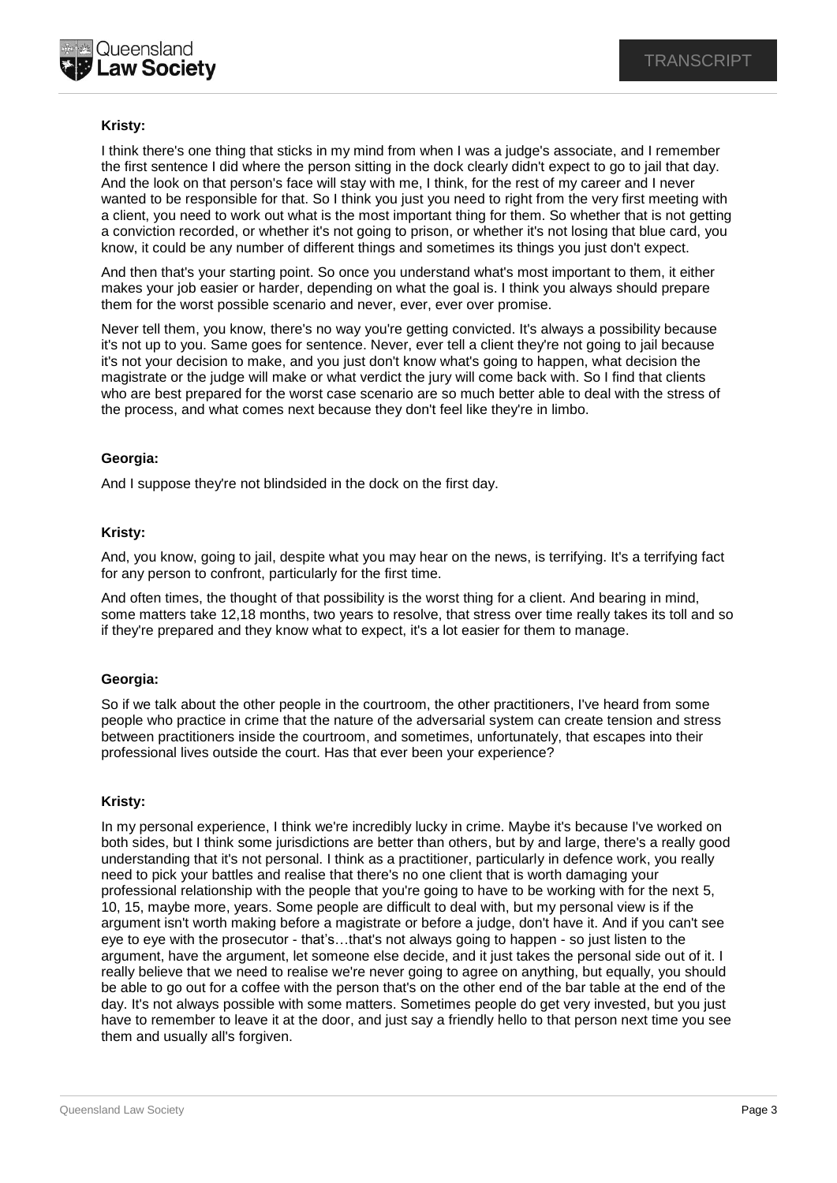**Kristy:**

I think there's one thing that sticks in my mind from when I was a judge's associate, and I remember the first sentence I did where the person sitting in the dock clearly didn't expect to go to jail that day. And the look on that person's face will stay with me, I think, for the rest of my career and I never wanted to be responsible for that. So I think you just you need to right from the very first meeting with a client, you need to work out what is the most important thing for them. So whether that is not getting a conviction recorded, or whether it's not going to prison, or whether it's not losing that blue card, you know, it could be any number of different things and sometimes its things you just don't expect.

And then that's your starting point. So once you understand what's most important to them, it either makes your job easier or harder, depending on what the goal is. I think you always should prepare them for the worst possible scenario and never, ever, ever over promise.

Never tell them, you know, there's no way you're getting convicted. It's always a possibility because it's not up to you. Same goes for sentence. Never, ever tell a client they're not going to jail because it's not your decision to make, and you just don't know what's going to happen, what decision the magistrate or the judge will make or what verdict the jury will come back with. So I find that clients who are best prepared for the worst case scenario are so much better able to deal with the stress of the process, and what comes next because they don't feel like they're in limbo.

**Georgia:**

And I suppose they're not blindsided in the dock on the first day.

**Kristy:**

And, you know, going to jail, despite what you may hear on the news, is terrifying. It's a terrifying fact for any person to confront, particularly for the first time.

And often times, the thought of that possibility is the worst thing for a client. And bearing in mind, some matters take 12,18 months, two years to resolve, that stress over time really takes its toll and so if they're prepared and they know what to expect, it's a lot easier for them to manage.

**Georgia:**

So if we talk about the other people in the courtroom, the other practitioners, I've heard from some people who practice in crime that the nature of the adversarial system can create tension and stress between practitioners inside the courtroom, and sometimes, unfortunately, that escapes into their professional lives outside the court. Has that ever been your experience?

**Kristy:**

In my personal experience, I think we're incredibly lucky in crime. Maybe it's because I've worked on both sides, but I think some jurisdictions are better than others, but by and large, there's a really good understanding that it's not personal. I think as a practitioner, particularly in defence work, you really need to pick your battles and realise that there's no one client that is worth damaging your professional relationship with the people that you're going to have to be working with for the next 5, 10, 15, maybe more, years. Some people are difficult to deal with, but my personal view is if the argument isn't worth making before a magistrate or before a judge, don't have it. And if you can't see eye to eye with the prosecutor - that's…that's not always going to happen - so just listen to the argument, have the argument, let someone else decide, and it just takes the personal side out of it. I really believe that we need to realise we're never going to agree on anything, but equally, you should be able to go out for a coffee with the person that's on the other end of the bar table at the end of the day. It's not always possible with some matters. Sometimes people do get very invested, but you just have to remember to leave it at the door, and just say a friendly hello to that person next time you see them and usually all's forgiven.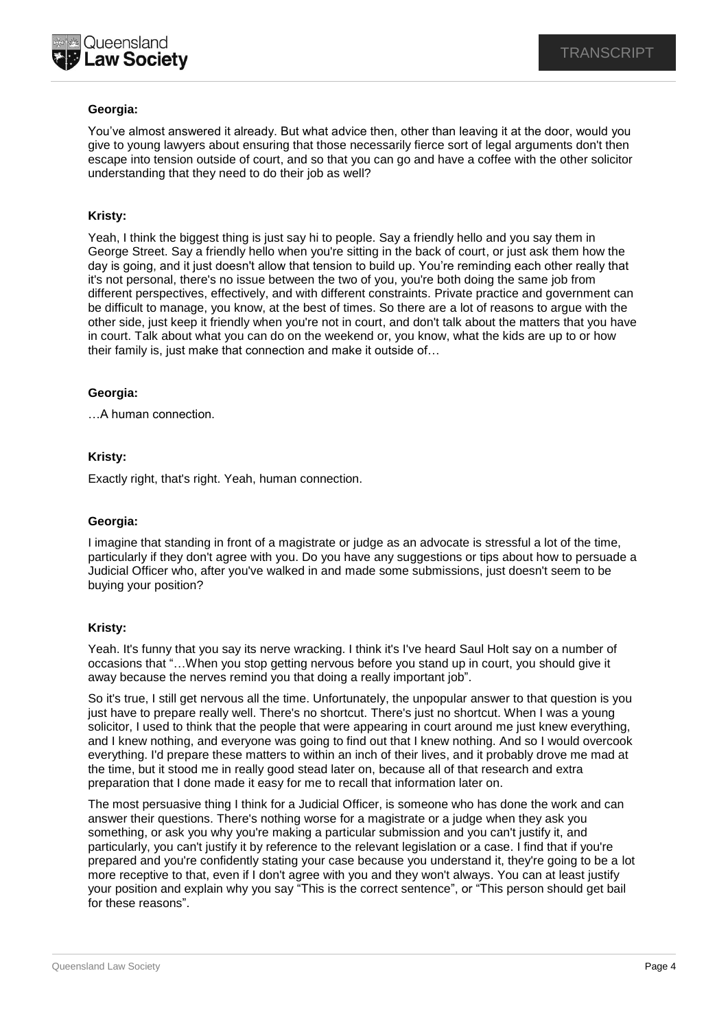**Georgia:**

You've almost answered it already. But what advice then, other than leaving it at the door, would you give to young lawyers about ensuring that those necessarily fierce sort of legal arguments don't then escape into tension outside of court, and so that you can go and have a coffee with the other solicitor understanding that they need to do their job as well?

**Kristy:**

Yeah, I think the biggest thing is just say hi to people. Say a friendly hello and you say them in George Street. Say a friendly hello when you're sitting in the back of court, or just ask them how the day is going, and it just doesn't allow that tension to build up. You're reminding each other really that it's not personal, there's no issue between the two of you, you're both doing the same job from different perspectives, effectively, and with different constraints. Private practice and government can be difficult to manage, you know, at the best of times. So there are a lot of reasons to argue with the other side, just keep it friendly when you're not in court, and don't talk about the matters that you have in court. Talk about what you can do on the weekend or, you know, what the kids are up to or how their family is, just make that connection and make it outside of…

**Georgia:**

…A human connection.

**Kristy:**

Exactly right, that's right. Yeah, human connection.

**Georgia:**

I imagine that standing in front of a magistrate or judge as an advocate is stressful a lot of the time, particularly if they don't agree with you. Do you have any suggestions or tips about how to persuade a Judicial Officer who, after you've walked in and made some submissions, just doesn't seem to be buying your position?

**Kristy:**

Yeah. It's funny that you say its nerve wracking. I think it's I've heard Saul Holt say on a number of occasions that "…When you stop getting nervous before you stand up in court, you should give it away because the nerves remind you that doing a really important job".

So it's true, I still get nervous all the time. Unfortunately, the unpopular answer to that question is you just have to prepare really well. There's no shortcut. There's just no shortcut. When I was a young solicitor, I used to think that the people that were appearing in court around me just knew everything, and I knew nothing, and everyone was going to find out that I knew nothing. And so I would overcook everything. I'd prepare these matters to within an inch of their lives, and it probably drove me mad at the time, but it stood me in really good stead later on, because all of that research and extra preparation that I done made it easy for me to recall that information later on.

The most persuasive thing I think for a Judicial Officer, is someone who has done the work and can answer their questions. There's nothing worse for a magistrate or a judge when they ask you something, or ask you why you're making a particular submission and you can't justify it, and particularly, you can't justify it by reference to the relevant legislation or a case. I find that if you're prepared and you're confidently stating your case because you understand it, they're going to be a lot more receptive to that, even if I don't agree with you and they won't always. You can at least justify your position and explain why you say "This is the correct sentence", or "This person should get bail for these reasons".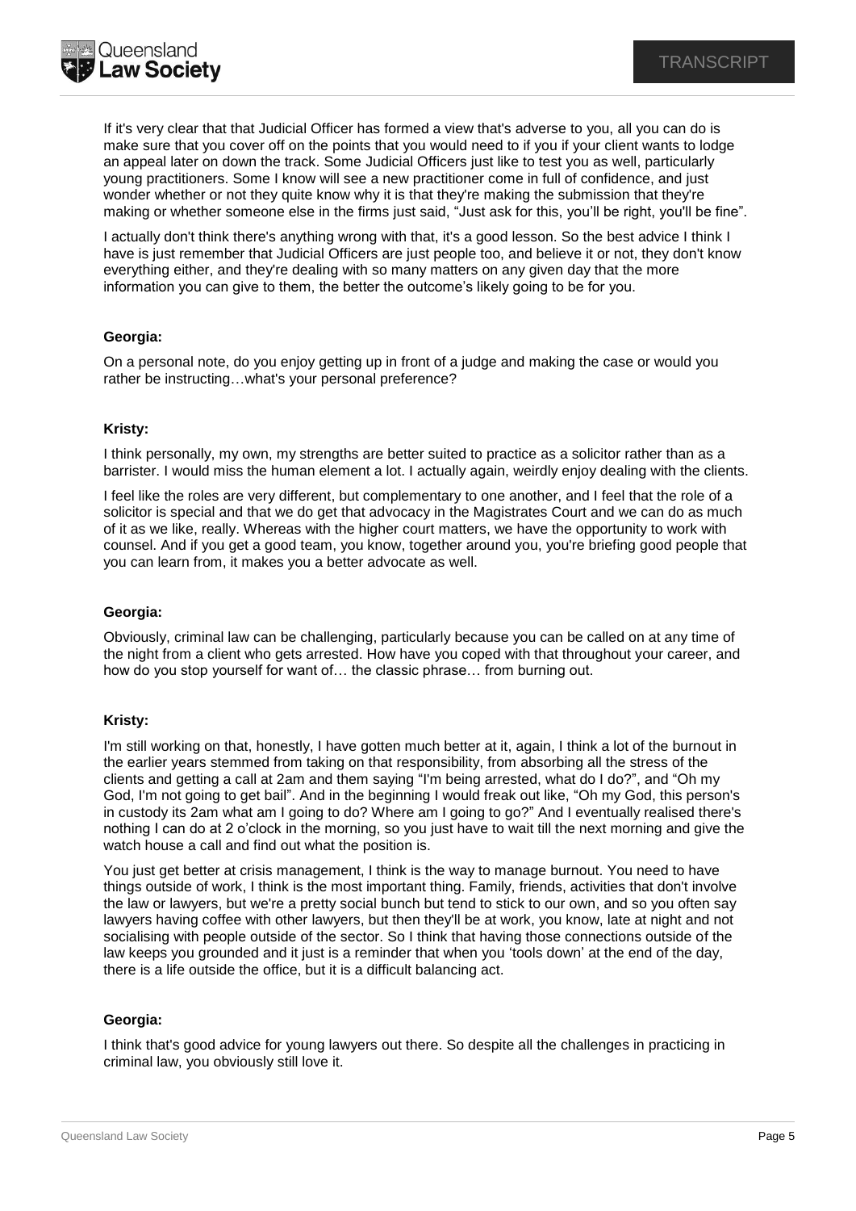If it's very clear that that Judicial Officer has formed a view that's adverse to you, all you can do is make sure that you cover off on the points that you would need to if you if your client wants to lodge an appeal later on down the track. Some Judicial Officers just like to test you as well, particularly young practitioners. Some I know will see a new practitioner come in full of confidence, and just wonder whether or not they quite know why it is that they're making the submission that they're making or whether someone else in the firms just said, "Just ask for this, you'll be right, you'll be fine".

I actually don't think there's anything wrong with that, it's a good lesson. So the best advice I think I have is just remember that Judicial Officers are just people too, and believe it or not, they don't know everything either, and they're dealing with so many matters on any given day that the more information you can give to them, the better the outcome's likely going to be for you.

**Georgia:**

On a personal note, do you enjoy getting up in front of a judge and making the case or would you rather be instructing…what's your personal preference?

**Kristy:**

I think personally, my own, my strengths are better suited to practice as a solicitor rather than as a barrister. I would miss the human element a lot. I actually again, weirdly enjoy dealing with the clients.

I feel like the roles are very different, but complementary to one another, and I feel that the role of a solicitor is special and that we do get that advocacy in the Magistrates Court and we can do as much of it as we like, really. Whereas with the higher court matters, we have the opportunity to work with counsel. And if you get a good team, you know, together around you, you're briefing good people that you can learn from, it makes you a better advocate as well.

**Georgia:**

Obviously, criminal law can be challenging, particularly because you can be called on at any time of the night from a client who gets arrested. How have you coped with that throughout your career, and how do you stop yourself for want of… the classic phrase… from burning out.

**Kristy:**

I'm still working on that, honestly, I have gotten much better at it, again, I think a lot of the burnout in the earlier years stemmed from taking on that responsibility, from absorbing all the stress of the clients and getting a call at 2am and them saying "I'm being arrested, what do I do?", and "Oh my God, I'm not going to get bail". And in the beginning I would freak out like, "Oh my God, this person's in custody its 2am what am I going to do? Where am I going to go?" And I eventually realised there's nothing I can do at 2 o'clock in the morning, so you just have to wait till the next morning and give the watch house a call and find out what the position is.

You just get better at crisis management, I think is the way to manage burnout. You need to have things outside of work, I think is the most important thing. Family, friends, activities that don't involve the law or lawyers, but we're a pretty social bunch but tend to stick to our own, and so you often say lawyers having coffee with other lawyers, but then they'll be at work, you know, late at night and not socialising with people outside of the sector. So I think that having those connections outside of the law keeps you grounded and it just is a reminder that when you 'tools down' at the end of the day, there is a life outside the office, but it is a difficult balancing act.

**Georgia:**

I think that's good advice for young lawyers out there. So despite all the challenges in practicing in criminal law, you obviously still love it.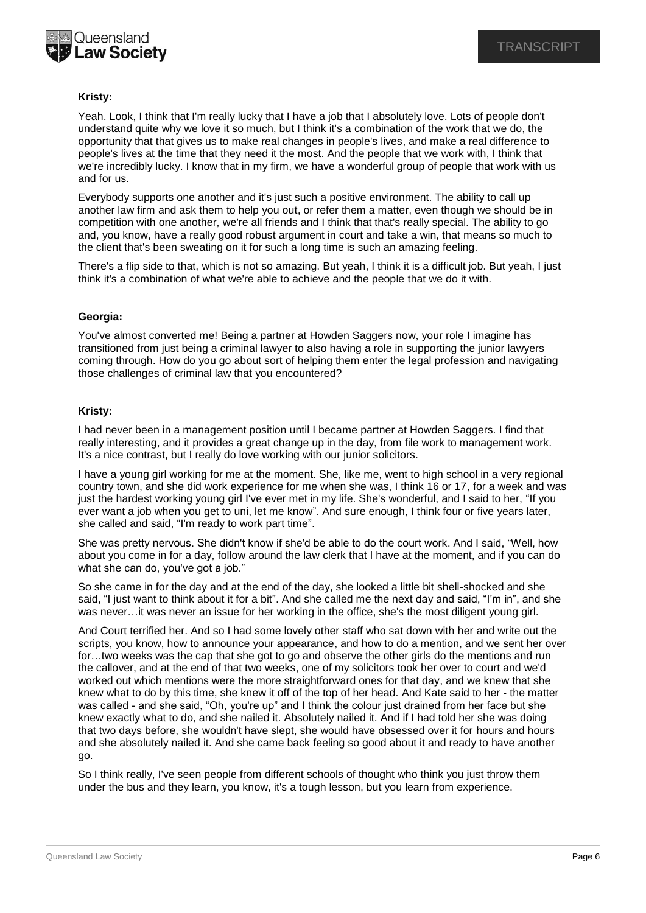**Kristy:**

Yeah. Look, I think that I'm really lucky that I have a job that I absolutely love. Lots of people don't understand quite why we love it so much, but I think it's a combination of the work that we do, the opportunity that that gives us to make real changes in people's lives, and make a real difference to people's lives at the time that they need it the most. And the people that we work with, I think that we're incredibly lucky. I know that in my firm, we have a wonderful group of people that work with us and for us.

Everybody supports one another and it's just such a positive environment. The ability to call up another law firm and ask them to help you out, or refer them a matter, even though we should be in competition with one another, we're all friends and I think that that's really special. The ability to go and, you know, have a really good robust argument in court and take a win, that means so much to the client that's been sweating on it for such a long time is such an amazing feeling.

There's a flip side to that, which is not so amazing. But yeah, I think it is a difficult job. But yeah, I just think it's a combination of what we're able to achieve and the people that we do it with.

**Georgia:**

You've almost converted me! Being a partner at Howden Saggers now, your role I imagine has transitioned from just being a criminal lawyer to also having a role in supporting the junior lawyers coming through. How do you go about sort of helping them enter the legal profession and navigating those challenges of criminal law that you encountered?

**Kristy:**

I had never been in a management position until I became partner at Howden Saggers. I find that really interesting, and it provides a great change up in the day, from file work to management work. It's a nice contrast, but I really do love working with our junior solicitors.

I have a young girl working for me at the moment. She, like me, went to high school in a very regional country town, and she did work experience for me when she was, I think 16 or 17, for a week and was just the hardest working young girl I've ever met in my life. She's wonderful, and I said to her, "If you ever want a job when you get to uni, let me know". And sure enough, I think four or five years later, she called and said, "I'm ready to work part time".

She was pretty nervous. She didn't know if she'd be able to do the court work. And I said, "Well, how about you come in for a day, follow around the law clerk that I have at the moment, and if you can do what she can do, you've got a job."

So she came in for the day and at the end of the day, she looked a little bit shell-shocked and she said, "I just want to think about it for a bit". And she called me the next day and said, "I'm in", and she was never…it was never an issue for her working in the office, she's the most diligent young girl.

And Court terrified her. And so I had some lovely other staff who sat down with her and write out the scripts, you know, how to announce your appearance, and how to do a mention, and we sent her over for…two weeks was the cap that she got to go and observe the other girls do the mentions and run the callover, and at the end of that two weeks, one of my solicitors took her over to court and we'd worked out which mentions were the more straightforward ones for that day, and we knew that she knew what to do by this time, she knew it off of the top of her head. And Kate said to her - the matter was called - and she said, "Oh, you're up" and I think the colour just drained from her face but she knew exactly what to do, and she nailed it. Absolutely nailed it. And if I had told her she was doing that two days before, she wouldn't have slept, she would have obsessed over it for hours and hours and she absolutely nailed it. And she came back feeling so good about it and ready to have another go.

So I think really, I've seen people from different schools of thought who think you just throw them under the bus and they learn, you know, it's a tough lesson, but you learn from experience.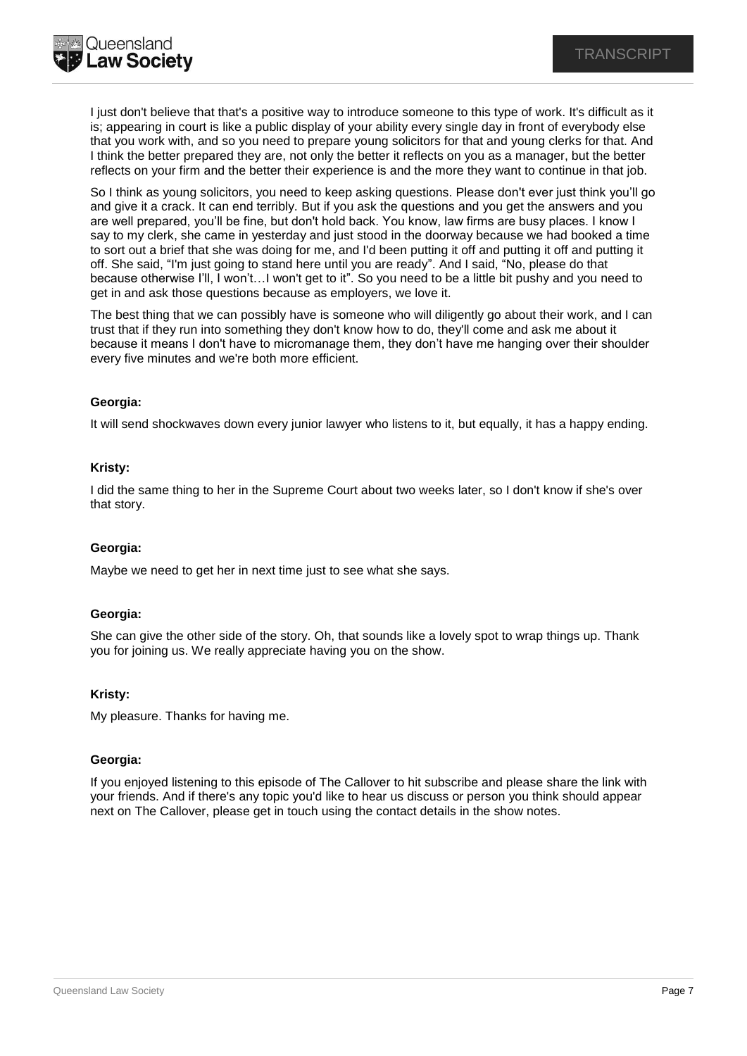I just don't believe that that's a positive way to introduce someone to this type of work. It's difficult as it is; appearing in court is like a public display of your ability every single day in front of everybody else that you work with, and so you need to prepare young solicitors for that and young clerks for that. And I think the better prepared they are, not only the better it reflects on you as a manager, but the better reflects on your firm and the better their experience is and the more they want to continue in that job.

So I think as young solicitors, you need to keep asking questions. Please don't ever just think you'll go and give it a crack. It can end terribly. But if you ask the questions and you get the answers and you are well prepared, you'll be fine, but don't hold back. You know, law firms are busy places. I know I say to my clerk, she came in yesterday and just stood in the doorway because we had booked a time to sort out a brief that she was doing for me, and I'd been putting it off and putting it off and putting it off. She said, "I'm just going to stand here until you are ready". And I said, "No, please do that because otherwise I'll, I won't…I won't get to it". So you need to be a little bit pushy and you need to get in and ask those questions because as employers, we love it.

The best thing that we can possibly have is someone who will diligently go about their work, and I can trust that if they run into something they don't know how to do, they'll come and ask me about it because it means I don't have to micromanage them, they don't have me hanging over their shoulder every five minutes and we're both more efficient.

**Georgia:**

It will send shockwaves down every junior lawyer who listens to it, but equally, it has a happy ending.

**Kristy:**

I did the same thing to her in the Supreme Court about two weeks later, so I don't know if she's over that story.

**Georgia:**

Maybe we need to get her in next time just to see what she says.

**Georgia:**

She can give the other side of the story. Oh, that sounds like a lovely spot to wrap things up. Thank you for joining us. We really appreciate having you on the show.

**Kristy:**

My pleasure. Thanks for having me.

**Georgia:**

If you enjoyed listening to this episode of The Callover to hit subscribe and please share the link with your friends. And if there's any topic you'd like to hear us discuss or person you think should appear next on The Callover, please get in touch using the contact details in the show notes.